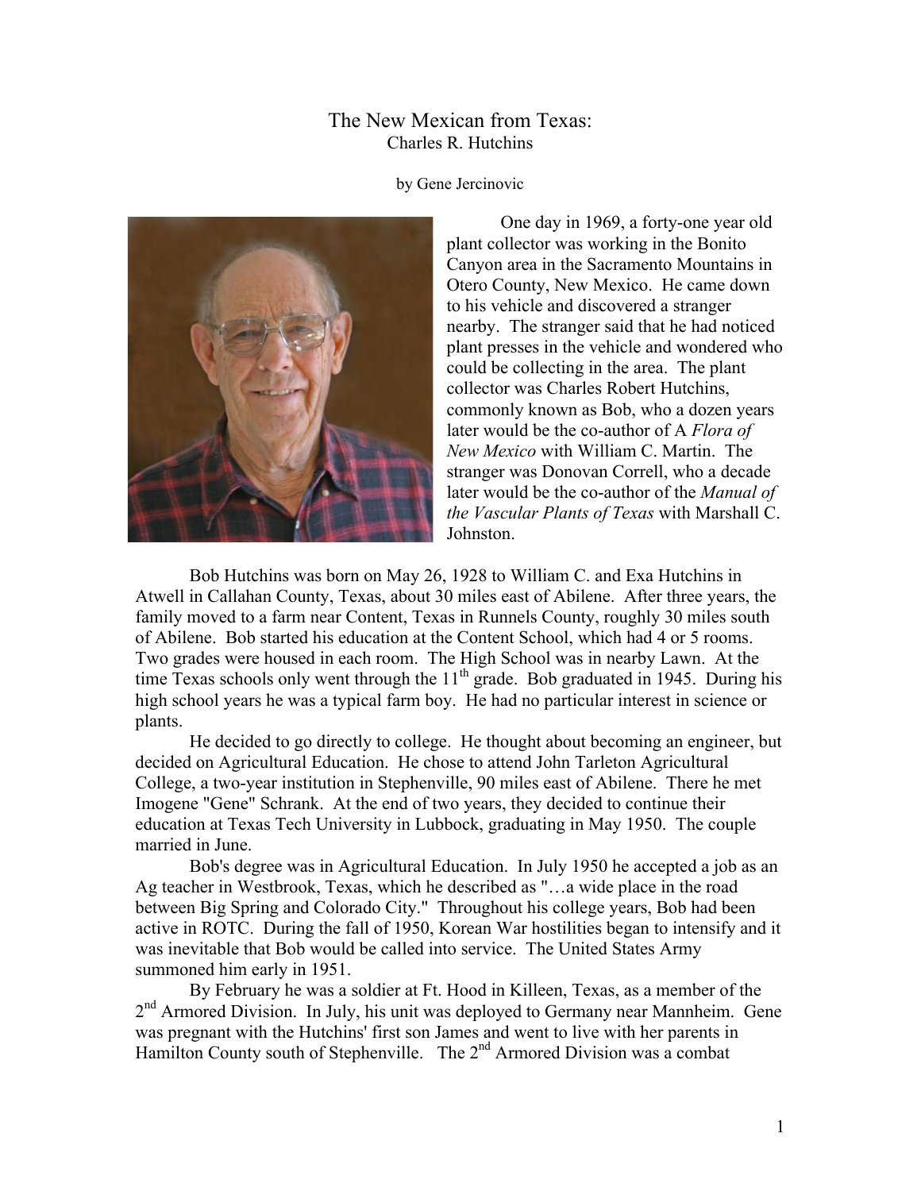# The New Mexican from Texas:

## Charles R. Hutchins

by Gene Jercinovic

One day in 1969, a forty-one year old plant collector was working in the Bonito Canyon area in the Sacramento Mountains in Otero County, New Mexico. He came down to his vehicle and discovered a stranger nearby. The stranger said that he had noticed plant presses in the vehicle and wondered who could be collecting in the area. The plant collector was Charles Robert Hutchins, commonly known as Bob, who a dozen years later would be the co-author of A *Flora of New Mexico* with William C. Martin. The stranger was Donovan Correll, who a decade later would be the co-author of the *Manual of the Vascular Plants of Texas* with Marshall C. Johnston.

Bob Hutchins was born on May 26, 1928 to William C. and Exa Hutchins in Atwell in Callahan County, Texas, about 30 miles east of Abilene. After three years, the family moved to a farm near Content, Texas in Runnels County, roughly 30 miles south of Abilene. Bob started his education at the Content School, which had 4 or 5 rooms. Two grades were housed in each room. The High School was in nearby Lawn. At the time Texas schools only went through the 11th grade. Bob graduated in 1945. During his high school years he was a typical farm boy. He had no particular interest in science or plants.

He decided to go directly to college. He thought about becoming an engineer, but decided on Agricultural Education. He chose to attend John Tarleton Agricultural College, a two-year institution in Stephenville, 90 miles east of Abilene. There he met Imogene "Gene" Schrank. At the end of two years, they decided to continue their education at Texas Tech University in Lubbock, graduating in May 1950. The couple married in June.

Bob's degree was in Agricultural Education. In July 1950 he accepted a job as an Ag teacher in Westbrook, Texas, which he described as "…a wide place in the road between Big Spring and Colorado City." Throughout his college years, Bob had been active in ROTC. During the fall of 1950, Korean War hostilities began to intensify and it was inevitable that Bob would be called into service. The United States Army summoned him early in 1951.

By February he was a soldier at Ft. Hood in Killeen, Texas, as a member of the 2nd Armored Division. In July, his unit was deployed to Germany near Mannheim. Gene was pregnant with the Hutchins' first son James and went to live with her parents in Hamilton County south of Stephenville. The 2nd Armored Division was a combat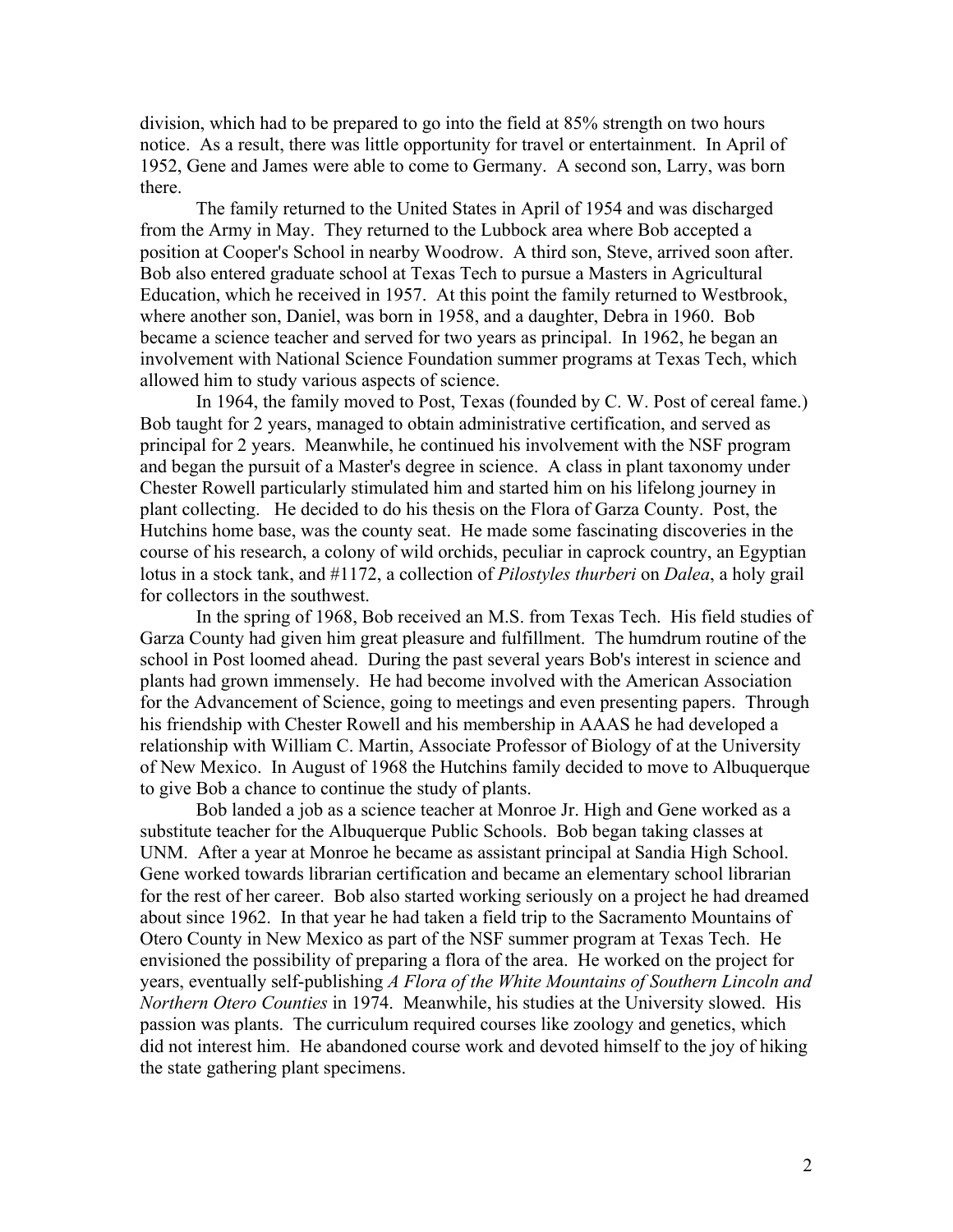division, which had to be prepared to go into the field at 85% strength on two hours notice. As a result, there was little opportunity for travel or entertainment. In April of 1952, Gene and James were able to come to Germany. A second son, Larry, was born there.

The family returned to the United States in April of 1954 and was discharged from the Army in May. They returned to the Lubbock area where Bob accepted a position at Cooper's School in nearby Woodrow. A third son, Steve, arrived soon after. Bob also entered graduate school at Texas Tech to pursue a Masters in Agricultural Education, which he received in 1957. At this point the family returned to Westbrook, where another son, Daniel, was born in 1958, and a daughter, Debra in 1960. Bob became a science teacher and served for two years as principal. In 1962, he began an involvement with National Science Foundation summer programs at Texas Tech, which allowed him to study various aspects of science.

In 1964, the family moved to Post, Texas (founded by C. W. Post of cereal fame.) Bob taught for 2 years, managed to obtain administrative certification, and served as principal for 2 years. Meanwhile, he continued his involvement with the NSF program and began the pursuit of a Master's degree in science. A class in plant taxonomy under Chester Rowell particularly stimulated him and started him on his lifelong journey in plant collecting. He decided to do his thesis on the Flora of Garza County. Post, the Hutchins home base, was the county seat. He made some fascinating discoveries in the course of his research, a colony of wild orchids, peculiar in caprock country, an Egyptian lotus in a stock tank, and #1172, a collection of *Pilostyles thurberi* on *Dalea*, a holy grail for collectors in the southwest.

In the spring of 1968, Bob received an M.S. from Texas Tech. His field studies of Garza County had given him great pleasure and fulfillment. The humdrum routine of the school in Post loomed ahead. During the past several years Bob's interest in science and plants had grown immensely. He had become involved with the American Association for the Advancement of Science, going to meetings and even presenting papers. Through his friendship with Chester Rowell and his membership in AAAS he had developed a relationship with William C. Martin, Associate Professor of Biology of at the University of New Mexico. In August of 1968 the Hutchins family decided to move to Albuquerque to give Bob a chance to continue the study of plants.

Bob landed a job as a science teacher at Monroe Jr. High and Gene worked as a substitute teacher for the Albuquerque Public Schools. Bob began taking classes at UNM. After a year at Monroe he became as assistant principal at Sandia High School. Gene worked towards librarian certification and became an elementary school librarian for the rest of her career. Bob also started working seriously on a project he had dreamed about since 1962. In that year he had taken a field trip to the Sacramento Mountains of Otero County in New Mexico as part of the NSF summer program at Texas Tech. He envisioned the possibility of preparing a flora of the area. He worked on the project for years, eventually self-publishing *A Flora of the White Mountains of Southern Lincoln and Northern Otero Counties* in 1974. Meanwhile, his studies at the University slowed. His passion was plants. The curriculum required courses like zoology and genetics, which did not interest him. He abandoned course work and devoted himself to the joy of hiking the state gathering plant specimens.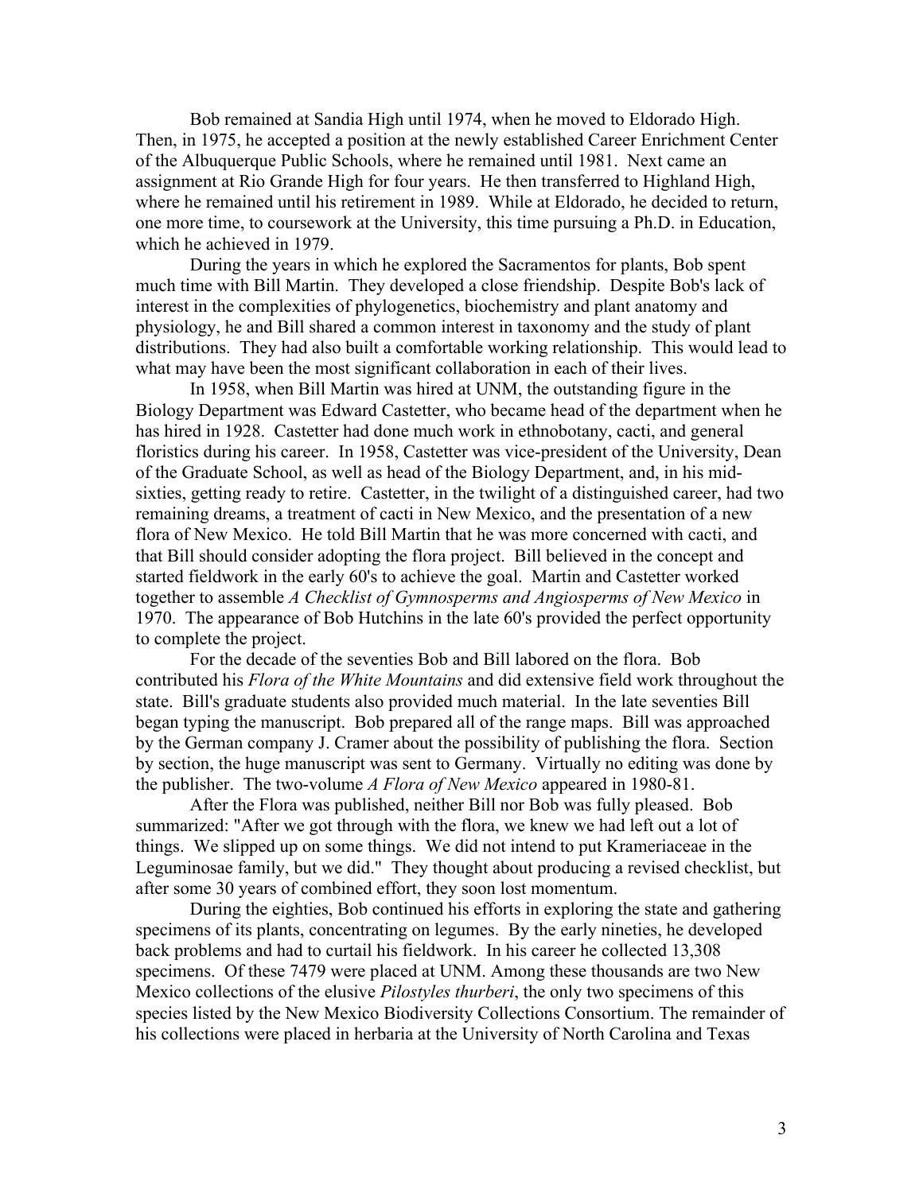Bob remained at Sandia High until 1974, when he moved to Eldorado High. Then, in 1975, he accepted a position at the newly established Career Enrichment Center of the Albuquerque Public Schools, where he remained until 1981. Next came an assignment at Rio Grande High for four years. He then transferred to Highland High, where he remained until his retirement in 1989. While at Eldorado, he decided to return, one more time, to coursework at the University, this time pursuing a Ph.D. in Education, which he achieved in 1979.

During the years in which he explored the Sacramentos for plants, Bob spent much time with Bill Martin. They developed a close friendship. Despite Bob's lack of interest in the complexities of phylogenetics, biochemistry and plant anatomy and physiology, he and Bill shared a common interest in taxonomy and the study of plant distributions. They had also built a comfortable working relationship. This would lead to what may have been the most significant collaboration in each of their lives.

In 1958, when Bill Martin was hired at UNM, the outstanding figure in the Biology Department was Edward Castetter, who became head of the department when he has hired in 1928. Castetter had done much work in ethnobotany, cacti, and general floristics during his career. In 1958, Castetter was vice-president of the University, Dean of the Graduate School, as well as head of the Biology Department, and, in his mid-sixties, getting ready to retire. Castetter, in the twilight of a distinguished career, had two remaining dreams, a treatment of cacti in New Mexico, and the presentation of a new flora of New Mexico. He told Bill Martin that he was more concerned with cacti, and that Bill should consider adopting the flora project. Bill believed in the concept and started fieldwork in the early 60's to achieve the goal. Martin and Castetter worked together to assemble *A Checklist of Gymnosperms and Angiosperms of New Mexico* in 1970. The appearance of Bob Hutchins in the late 60's provided the perfect opportunity to complete the project.

For the decade of the seventies Bob and Bill labored on the flora. Bob contributed his *Flora of the White Mountains* and did extensive field work throughout the state. Bill's graduate students also provided much material. In the late seventies Bill began typing the manuscript. Bob prepared all of the range maps. Bill was approached by the German company J. Cramer about the possibility of publishing the flora. Section by section, the huge manuscript was sent to Germany. Virtually no editing was done by the publisher. The two-volume *A Flora of New Mexico* appeared in 1980-81.

After the Flora was published, neither Bill nor Bob was fully pleased. Bob summarized: "After we got through with the flora, we knew we had left out a lot of things. We slipped up on some things. We did not intend to put Krameriaceae in the Leguminosae family, but we did." They thought about producing a revised checklist, but after some 30 years of combined effort, they soon lost momentum.

During the eighties, Bob continued his efforts in exploring the state and gathering specimens of its plants, concentrating on legumes. By the early nineties, he developed back problems and had to curtail his fieldwork. In his career he collected 13,308 specimens. Of these 7479 were placed at UNM. Among these thousands are two New Mexico collections of the elusive *Pilostyles thurberi*, the only two specimens of this species listed by the New Mexico Biodiversity Collections Consortium. The remainder of his collections were placed in herbaria at the University of North Carolina and Texas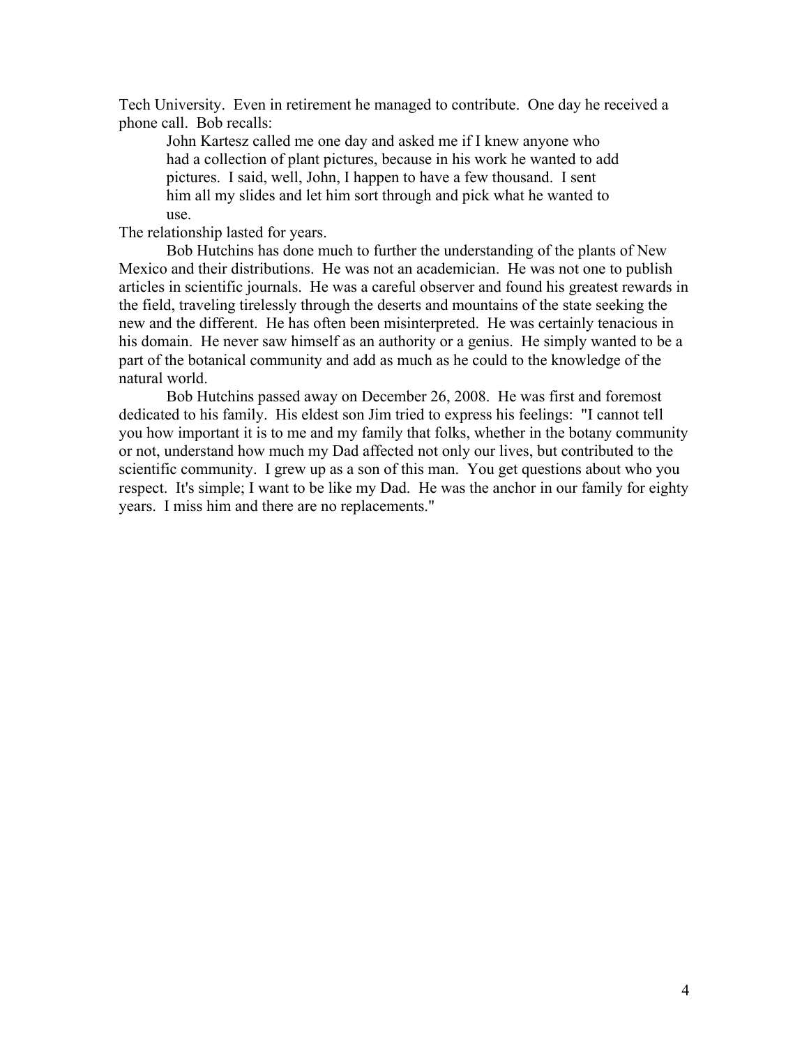Tech University. Even in retirement he managed to contribute. One day he received a phone call. Bob recalls:

> John Kartesz called me one day and asked me if I knew anyone who had a collection of plant pictures, because in his work he wanted to add pictures. I said, well, John, I happen to have a few thousand. I sent him all my slides and let him sort through and pick what he wanted to use.

The relationship lasted for years.

Bob Hutchins has done much to further the understanding of the plants of New Mexico and their distributions. He was not an academician. He was not one to publish articles in scientific journals. He was a careful observer and found his greatest rewards in the field, traveling tirelessly through the deserts and mountains of the state seeking the new and the different. He has often been misinterpreted. He was certainly tenacious in his domain. He never saw himself as an authority or a genius. He simply wanted to be a part of the botanical community and add as much as he could to the knowledge of the natural world.

Bob Hutchins passed away on December 26, 2008. He was first and foremost dedicated to his family. His eldest son Jim tried to express his feelings: "I cannot tell you how important it is to me and my family that folks, whether in the botany community or not, understand how much my Dad affected not only our lives, but contributed to the scientific community. I grew up as a son of this man. You get questions about who you respect. It's simple; I want to be like my Dad. He was the anchor in our family for eighty years. I miss him and there are no replacements."